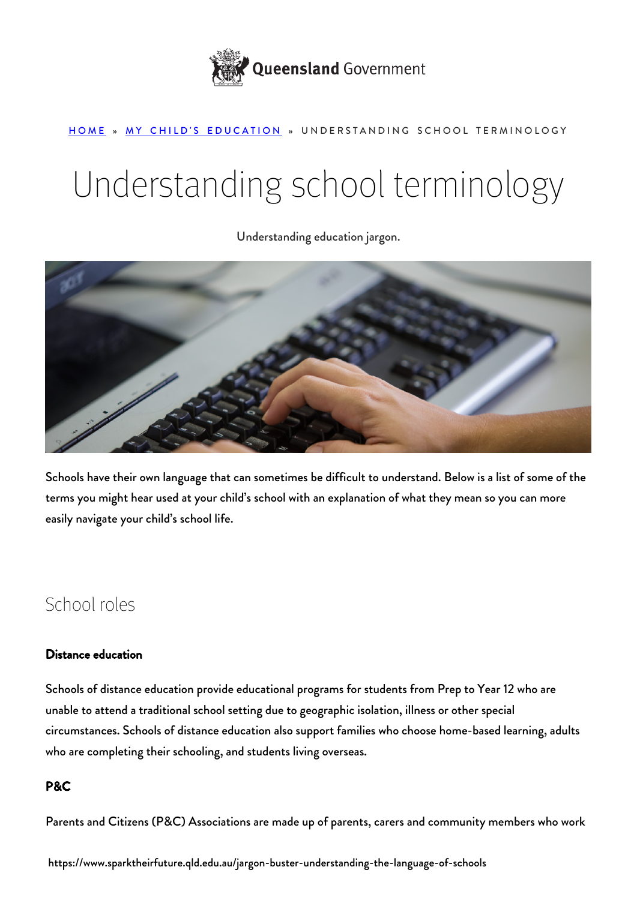Queensland Government

HOME » MY CHILD'S EDUCATION » UNDERSTANDING SCHOOL TERMINOLOGY

# Understanding school terminology

Understanding education jargon.

Schools have their own language that can sometimes be difficult to understand. Below is a list of some of the terms you might hear used at your child's school with an explanation of what they mean so you can more easily navigate your child's school life.

## School roles

**Distance education**

Schools of distance education provide educational programs for students from Prep to Year 12 who are unable to attend a traditional school setting due to geographic isolation, illness or other special circumstances. Schools of distance education also support families who choose home-based learning, adults who are completing their schooling, and students living overseas.

**P&C**

Parents and Citizens (P&C) Associations are made up of parents, carers and community members who work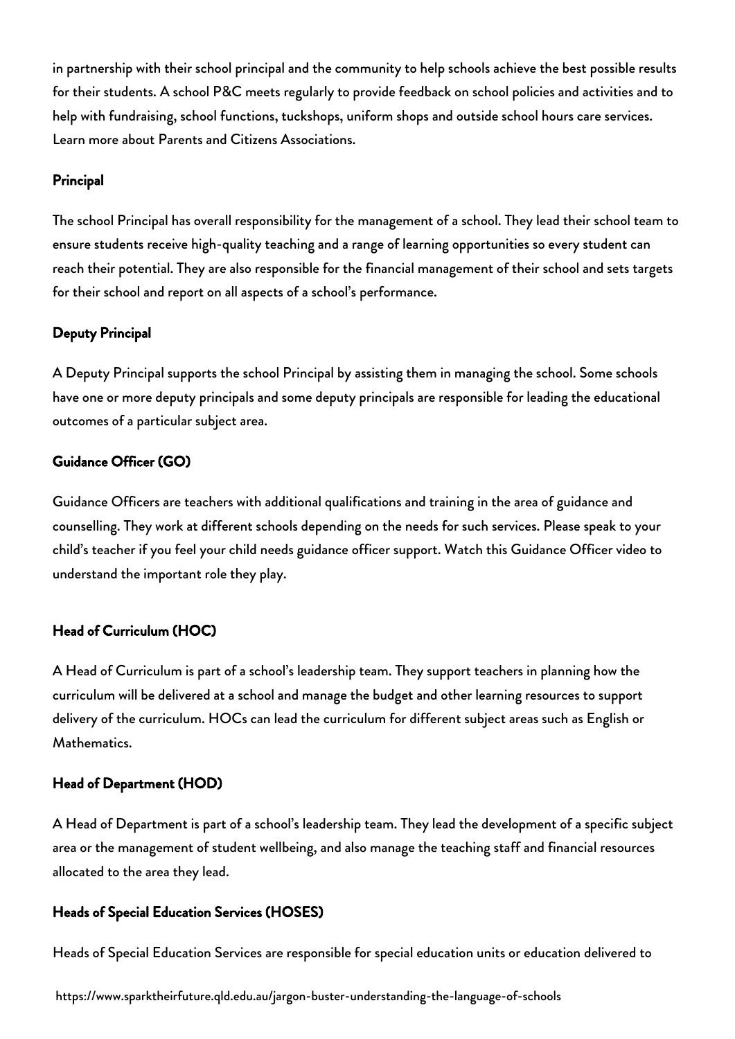in partnership with their school principal and the community to help schools achieve the best possible results for their students. A school P&C meets regularly to provide feedback on school policies and activities and to help with fundraising, school functions, tuckshops, uniform shops and outside school hours care services. Learn more about Parents and Citizens Associations.

### Principal

The school Principal has overall responsibility for the management of a school. They lead their school team to ensure students receive high-quality teaching and a range of learning opportunities so every student can reach their potential. They are also responsible for the financial management of their school and sets targets for their school and report on all aspects of a school's performance.

### Deputy Principal

A Deputy Principal supports the school Principal by assisting them in managing the school. Some schools have one or more deputy principals and some deputy principals are responsible for leading the educational outcomes of a particular subject area.

### Guidance Officer (GO)

Guidance Officers are teachers with additional qualifications and training in the area of guidance and counselling. They work at different schools depending on the needs for such services. Please speak to your child's teacher if you feel your child needs guidance officer support. Watch this Guidance Officer video to understand the important role they play.

### Head of Curriculum (HOC)

A Head of Curriculum is part of a school's leadership team. They support teachers in planning how the curriculum will be delivered at a school and manage the budget and other learning resources to support delivery of the curriculum. HOCs can lead the curriculum for different subject areas such as English or Mathematics.

### Head of Department (HOD)

A Head of Department is part of a school's leadership team. They lead the development of a specific subject area or the management of student wellbeing, and also manage the teaching staff and financial resources allocated to the area they lead.

### Heads of Special Education Services (HOSES)

Heads of Special Education Services are responsible for special education units or education delivered to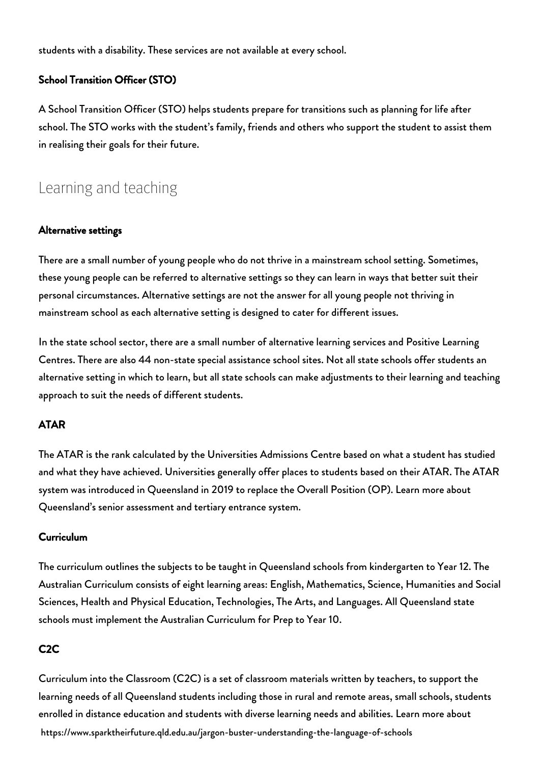students with a disability. These services are not available at every school.

### School Transition Officer (STO)

A School Transition Officer (STO) helps students prepare for transitions such as planning for life after school. The STO works with the student's family, friends and others who support the student to assist them in realising their goals for their future.

## Learning and teaching

### Alternative settings

There are a small number of young people who do not thrive in a mainstream school setting. Sometimes, these young people can be referred to alternative settings so they can learn in ways that better suit their personal circumstances. Alternative settings are not the answer for all young people not thriving in mainstream school as each alternative setting is designed to cater for different issues.

In the state school sector, there are a small number of alternative learning services and Positive Learning Centres. There are also 44 non-state special assistance school sites. Not all state schools offer students an alternative setting in which to learn, but all state schools can make adjustments to their learning and teaching approach to suit the needs of different students.

### ATAR

The ATAR is the rank calculated by the Universities Admissions Centre based on what a student has studied and what they have achieved. Universities generally offer places to students based on their ATAR. The ATAR system was introduced in Queensland in 2019 to replace the Overall Position (OP). Learn more about Queensland's senior assessment and tertiary entrance system.

### Curriculum

The curriculum outlines the subjects to be taught in Queensland schools from kindergarten to Year 12. The Australian Curriculum consists of eight learning areas: English, Mathematics, Science, Humanities and Social Sciences, Health and Physical Education, Technologies, The Arts, and Languages. All Queensland state schools must implement the Australian Curriculum for Prep to Year 10.

### C2C

Curriculum into the Classroom (C2C) is a set of classroom materials written by teachers, to support the learning needs of all Queensland students including those in rural and remote areas, small schools, students enrolled in distance education and students with diverse learning needs and abilities. Learn more about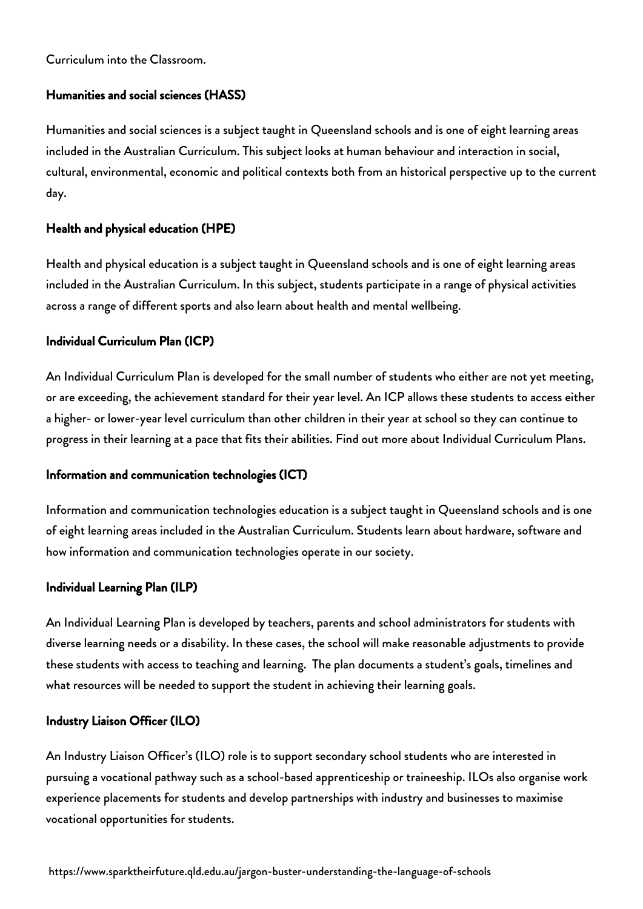Curriculum into the Classroom.

### Humanities and social sciences (HASS)

Humanities and social sciences is a subject taught in Queensland schools and is one of eight learning areas included in the Australian Curriculum. This subject looks at human behaviour and interaction in social, cultural, environmental, economic and political contexts both from an historical perspective up to the current day.

### Health and physical education (HPE)

Health and physical education is a subject taught in Queensland schools and is one of eight learning areas included in the Australian Curriculum. In this subject, students participate in a range of physical activities across a range of different sports and also learn about health and mental wellbeing.

### Individual Curriculum Plan (ICP)

An Individual Curriculum Plan is developed for the small number of students who either are not yet meeting, or are exceeding, the achievement standard for their year level. An ICP allows these students to access either a higher- or lower-year level curriculum than other children in their year at school so they can continue to progress in their learning at a pace that fits their abilities. Find out more about Individual Curriculum Plans.

### Information and communication technologies (ICT)

Information and communication technologies education is a subject taught in Queensland schools and is one of eight learning areas included in the Australian Curriculum. Students learn about hardware, software and how information and communication technologies operate in our society.

### Individual Learning Plan (ILP)

An Individual Learning Plan is developed by teachers, parents and school administrators for students with diverse learning needs or a disability. In these cases, the school will make reasonable adjustments to provide these students with access to teaching and learning. The plan documents a student's goals, timelines and what resources will be needed to support the student in achieving their learning goals.

### Industry Liaison Officer (ILO)

An Industry Liaison Officer's (ILO) role is to support secondary school students who are interested in pursuing a vocational pathway such as a school-based apprenticeship or traineeship. ILOs also organise work experience placements for students and develop partnerships with industry and businesses to maximise vocational opportunities for students.

https://www.sparktheirfuture.qld.edu.au/jargon-buster-understanding-the-language-of-schools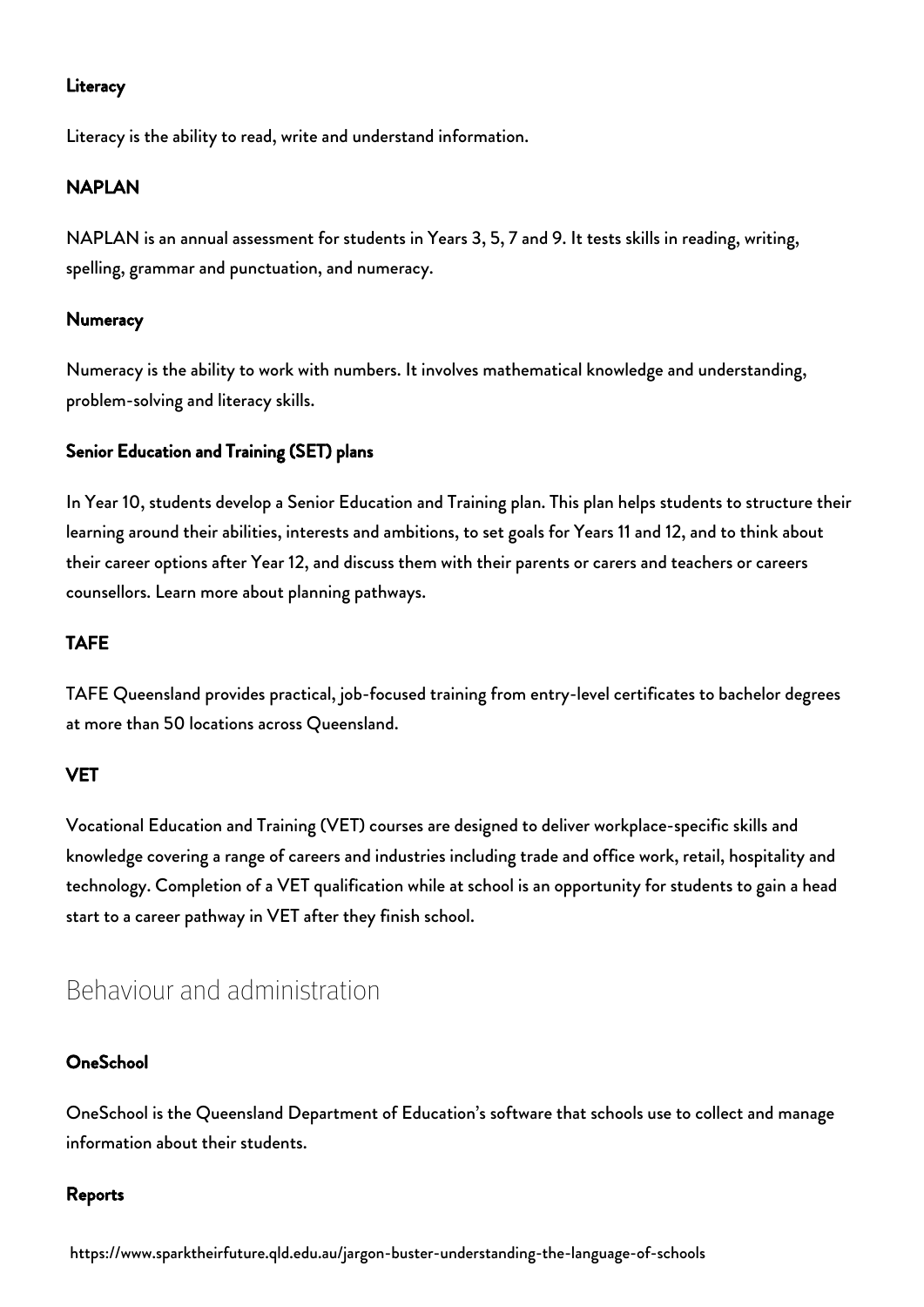### Literacy

Literacy is the ability to read, write and understand information.

### NAPLAN

NAPLAN is an annual assessment for students in Years 3, 5, 7 and 9. It tests skills in reading, writing, spelling, grammar and punctuation, and numeracy.

### Numeracy

Numeracy is the ability to work with numbers. It involves mathematical knowledge and understanding, problem-solving and literacy skills.

### Senior Education and Training (SET) plans

In Year 10, students develop a Senior Education and Training plan. This plan helps students to structure their learning around their abilities, interests and ambitions, to set goals for Years 11 and 12, and to think about their career options after Year 12, and discuss them with their parents or carers and teachers or careers counsellors. Learn more about planning pathways.

### TAFE

TAFE Queensland provides practical, job-focused training from entry-level certificates to bachelor degrees at more than 50 locations across Queensland.

### VET

Vocational Education and Training (VET) courses are designed to deliver workplace-specific skills and knowledge covering a range of careers and industries including trade and office work, retail, hospitality and technology. Completion of a VET qualification while at school is an opportunity for students to gain a head start to a career pathway in VET after they finish school.

## Behaviour and administration

### OneSchool

OneSchool is the Queensland Department of Education's software that schools use to collect and manage information about their students.

### Reports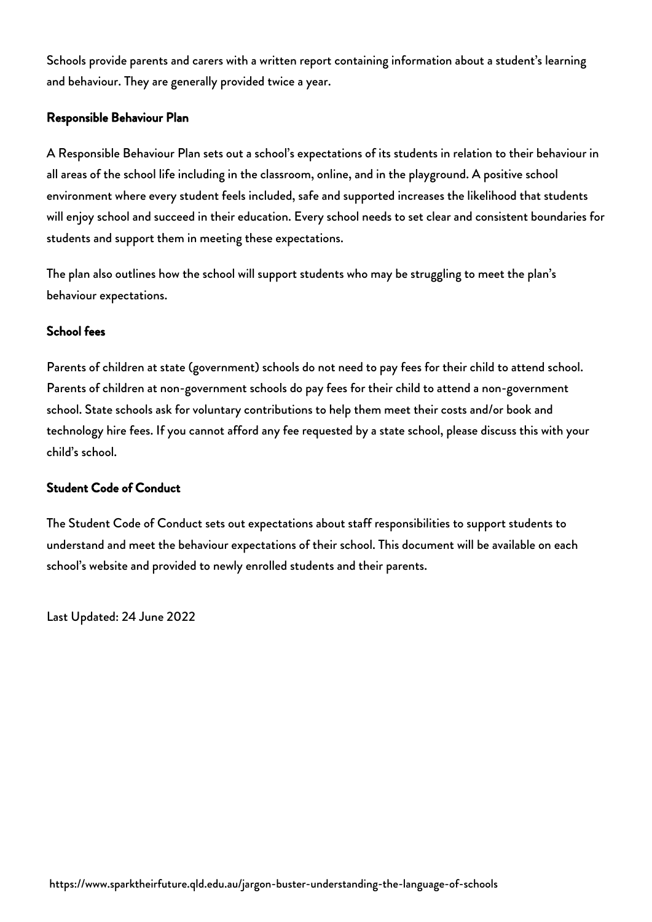Schools provide parents and carers with a written report containing information about a student's learning and behaviour. They are generally provided twice a year.

### Responsible Behaviour Plan

A Responsible Behaviour Plan sets out a school's expectations of its students in relation to their behaviour in all areas of the school life including in the classroom, online, and in the playground. A positive school environment where every student feels included, safe and supported increases the likelihood that students will enjoy school and succeed in their education. Every school needs to set clear and consistent boundaries for students and support them in meeting these expectations.

The plan also outlines how the school will support students who may be struggling to meet the plan's behaviour expectations.

### School fees

Parents of children at state (government) schools do not need to pay fees for their child to attend school. Parents of children at non-government schools do pay fees for their child to attend a non-government school. State schools ask for voluntary contributions to help them meet their costs and/or book and technology hire fees. If you cannot afford any fee requested by a state school, please discuss this with your child's school.

### Student Code of Conduct

The Student Code of Conduct sets out expectations about staff responsibilities to support students to understand and meet the behaviour expectations of their school. This document will be available on each school's website and provided to newly enrolled students and their parents.

Last Updated: 24 June 2022